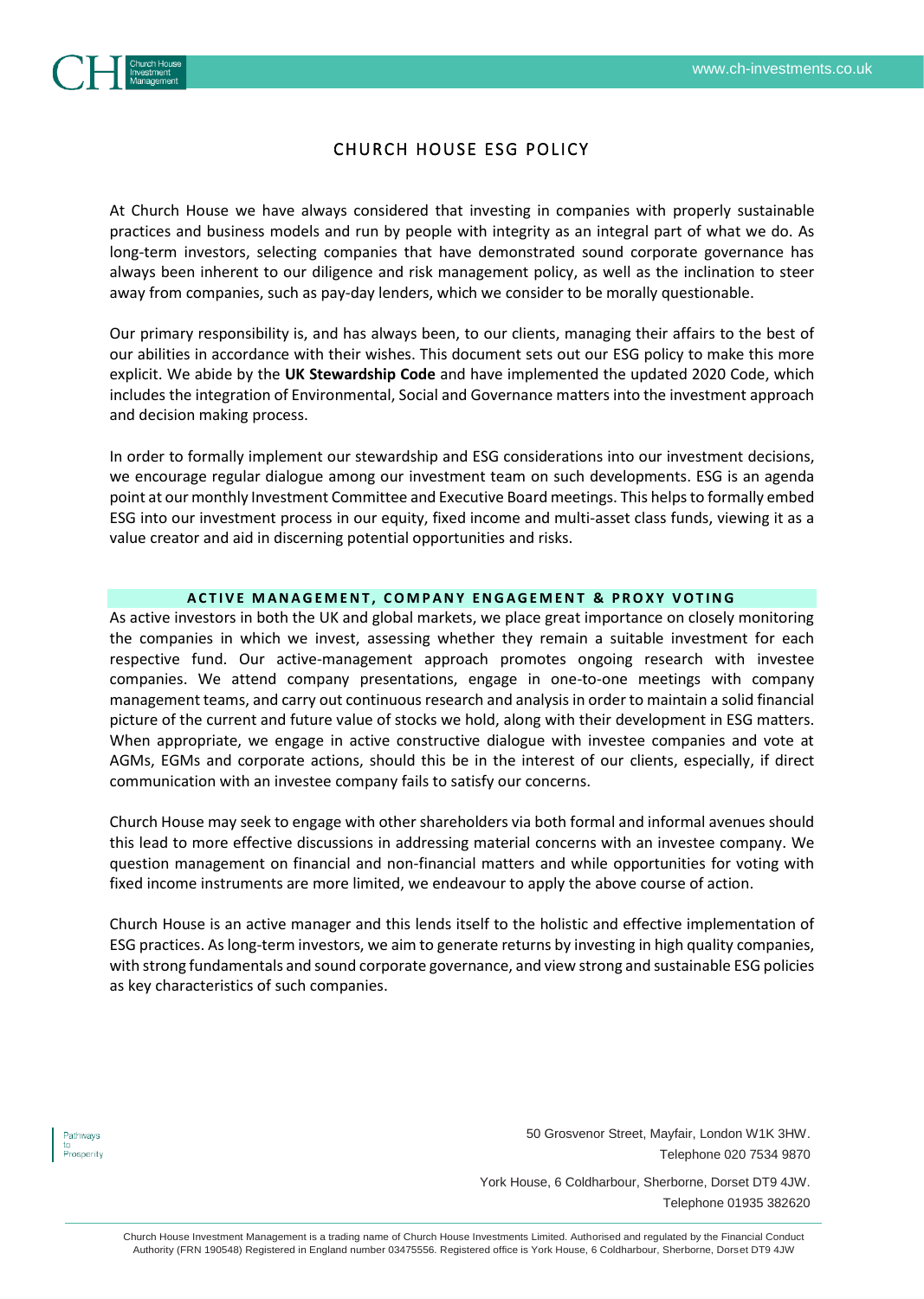# CHURCH HOUSE ESG POLICY

At Church House we have always considered that investing in companies with properly sustainable practices and business models and run by people with integrity as an integral part of what we do. As long-term investors, selecting companies that have demonstrated sound corporate governance has always been inherent to our diligence and risk management policy, as well as the inclination to steer away from companies, such as pay-day lenders, which we consider to be morally questionable.

Our primary responsibility is, and has always been, to our clients, managing their affairs to the best of our abilities in accordance with their wishes. This document sets out our ESG policy to make this more explicit. We abide by the **UK Stewardship Code** and have implemented the updated 2020 Code, which includes the integration of Environmental, Social and Governance matters into the investment approach and decision making process.

In order to formally implement our stewardship and ESG considerations into our investment decisions, we encourage regular dialogue among our investment team on such developments. ESG is an agenda point at our monthly Investment Committee and Executive Board meetings. This helps to formally embed ESG into our investment process in our equity, fixed income and multi-asset class funds, viewing it as a value creator and aid in discerning potential opportunities and risks.

## ACTIVE MANAGEMENT, COMPANY ENGAGEMENT & PROXY VOTING

As active investors in both the UK and global markets, we place great importance on closely monitoring the companies in which we invest, assessing whether they remain a suitable investment for each respective fund. Our active-management approach promotes ongoing research with investee companies. We attend company presentations, engage in one-to-one meetings with company management teams, and carry out continuous research and analysis in order to maintain a solid financial picture of the current and future value of stocks we hold, along with their development in ESG matters. When appropriate, we engage in active constructive dialogue with investee companies and vote at AGMs, EGMs and corporate actions, should this be in the interest of our clients, especially, if direct communication with an investee company fails to satisfy our concerns.

Church House may seek to engage with other shareholders via both formal and informal avenues should this lead to more effective discussions in addressing material concerns with an investee company. We question management on financial and non-financial matters and while opportunities for voting with fixed income instruments are more limited, we endeavour to apply the above course of action.

Church House is an active manager and this lends itself to the holistic and effective implementation of ESG practices. As long-term investors, we aim to generate returns by investing in high quality companies, with strong fundamentals and sound corporate governance, and view strong and sustainable ESG policies as key characteristics of such companies.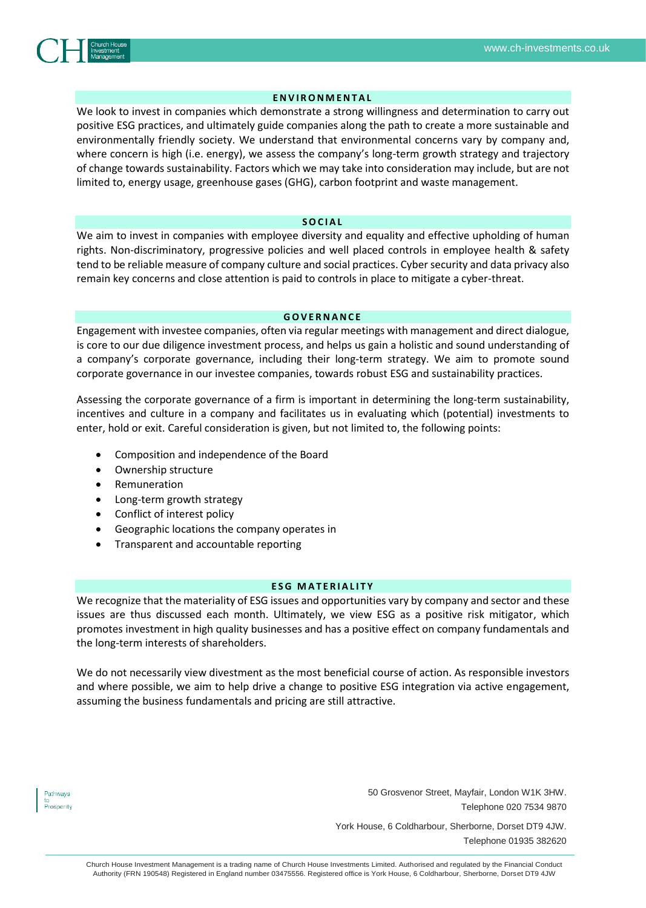## ENVIRONMENTAL

We look to invest in companies which demonstrate a strong willingness and determination to carry out positive ESG practices, and ultimately guide companies along the path to create a more sustainable and environmentally friendly society. We understand that environmental concerns vary by company and, where concern is high (i.e. energy), we assess the company's long-term growth strategy and trajectory of change towards sustainability. Factors which we may take into consideration may include, but are not limited to, energy usage, greenhouse gases (GHG), carbon footprint and waste management.

## SOCIAL

We aim to invest in companies with employee diversity and equality and effective upholding of human rights. Non-discriminatory, progressive policies and well placed controls in employee health & safety tend to be reliable measure of company culture and social practices. Cyber security and data privacy also remain key concerns and close attention is paid to controls in place to mitigate a cyber-threat.

## GOVERNANCE

Engagement with investee companies, often via regular meetings with management and direct dialogue, is core to our due diligence investment process, and helps us gain a holistic and sound understanding of a company's corporate governance, including their long-term strategy. We aim to promote sound corporate governance in our investee companies, towards robust ESG and sustainability practices.

Assessing the corporate governance of a firm is important in determining the long-term sustainability, incentives and culture in a company and facilitates us in evaluating which (potential) investments to enter, hold or exit. Careful consideration is given, but not limited to, the following points:

- Composition and independence of the Board
- Ownership structure
- Remuneration
- Long-term growth strategy
- Conflict of interest policy
- Geographic locations the company operates in
- Transparent and accountable reporting

## ESG MATERIALITY

We recognize that the materiality of ESG issues and opportunities vary by company and sector and these issues are thus discussed each month. Ultimately, we view ESG as a positive risk mitigator, which promotes investment in high quality businesses and has a positive effect on company fundamentals and the long-term interests of shareholders.

We do not necessarily view divestment as the most beneficial course of action. As responsible investors and where possible, we aim to help drive a change to positive ESG integration via active engagement, assuming the business fundamentals and pricing are still attractive.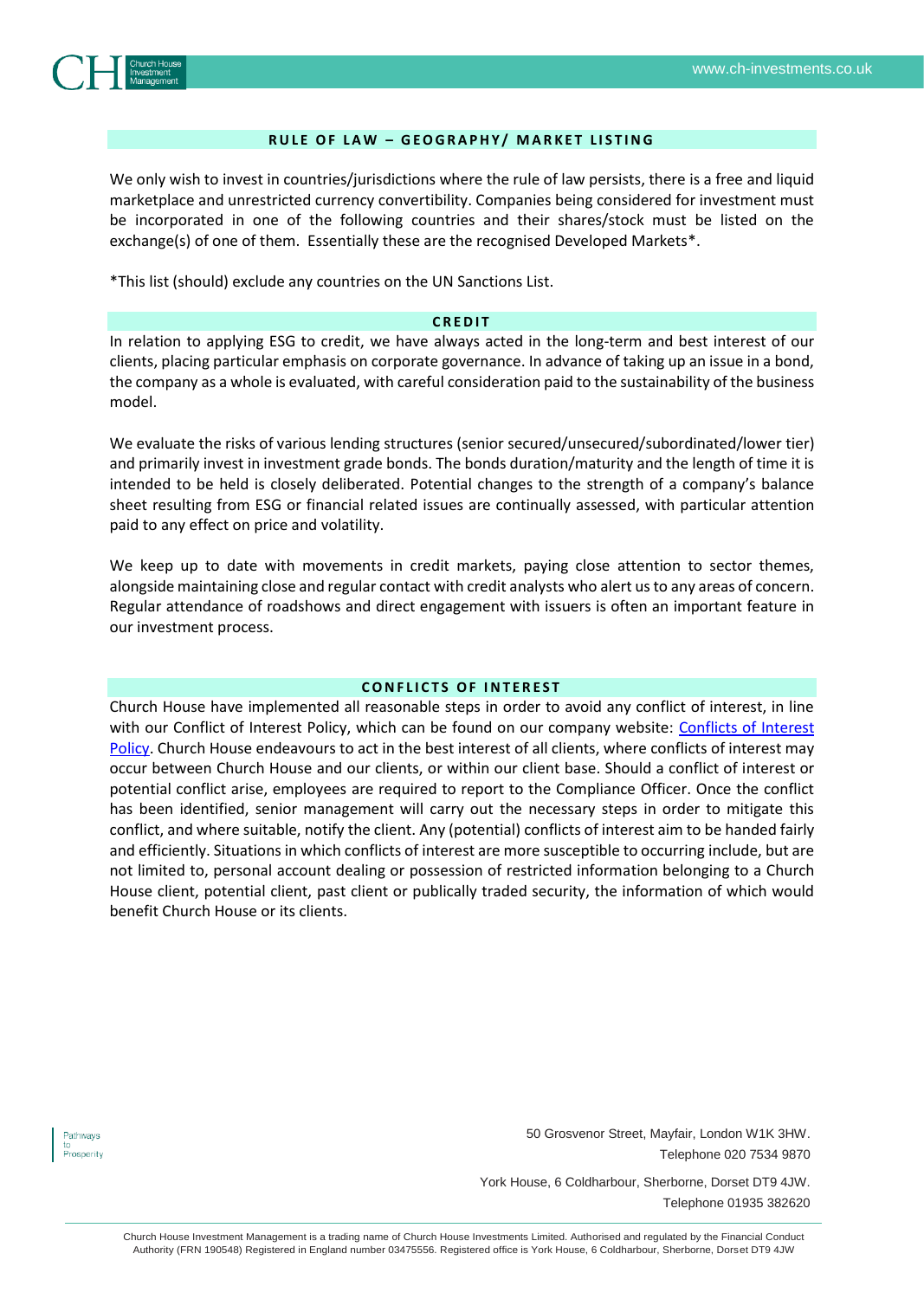## RULE OF LAW – GEOGRAPHY/ MARKET LISTING

We only wish to invest in countries/jurisdictions where the rule of law persists, there is a free and liquid marketplace and unrestricted currency convertibility. Companies being considered for investment must be incorporated in one of the following countries and their shares/stock must be listed on the exchange(s) of one of them. Essentially these are the recognised Developed Markets*.

*This list (should) exclude any countries on the UN Sanctions List.

## CREDIT

In relation to applying ESG to credit, we have always acted in the long-term and best interest of our clients, placing particular emphasis on corporate governance. In advance of taking up an issue in a bond, the company as a whole is evaluated, with careful consideration paid to the sustainability of the business model.

We evaluate the risks of various lending structures (senior secured/unsecured/subordinated/lower tier) and primarily invest in investment grade bonds. The bonds duration/maturity and the length of time it is intended to be held is closely deliberated. Potential changes to the strength of a company's balance sheet resulting from ESG or financial related issues are continually assessed, with particular attention paid to any effect on price and volatility.

We keep up to date with movements in credit markets, paying close attention to sector themes, alongside maintaining close and regular contact with credit analysts who alert us to any areas of concern. Regular attendance of roadshows and direct engagement with issuers is often an important feature in our investment process.

## CONFLICTS OF INTEREST

Church House have implemented all reasonable steps in order to avoid any conflict of interest, in line with our Conflict of Interest Policy, which can be found on our company website: [Conflicts of Interest Policy](). Church House endeavours to act in the best interest of all clients, where conflicts of interest may occur between Church House and our clients, or within our client base. Should a conflict of interest or potential conflict arise, employees are required to report to the Compliance Officer. Once the conflict has been identified, senior management will carry out the necessary steps in order to mitigate this conflict, and where suitable, notify the client. Any (potential) conflicts of interest aim to be handed fairly and efficiently. Situations in which conflicts of interest are more susceptible to occurring include, but are not limited to, personal account dealing or possession of restricted information belonging to a Church House client, potential client, past client or publically traded security, the information of which would benefit Church House or its clients.